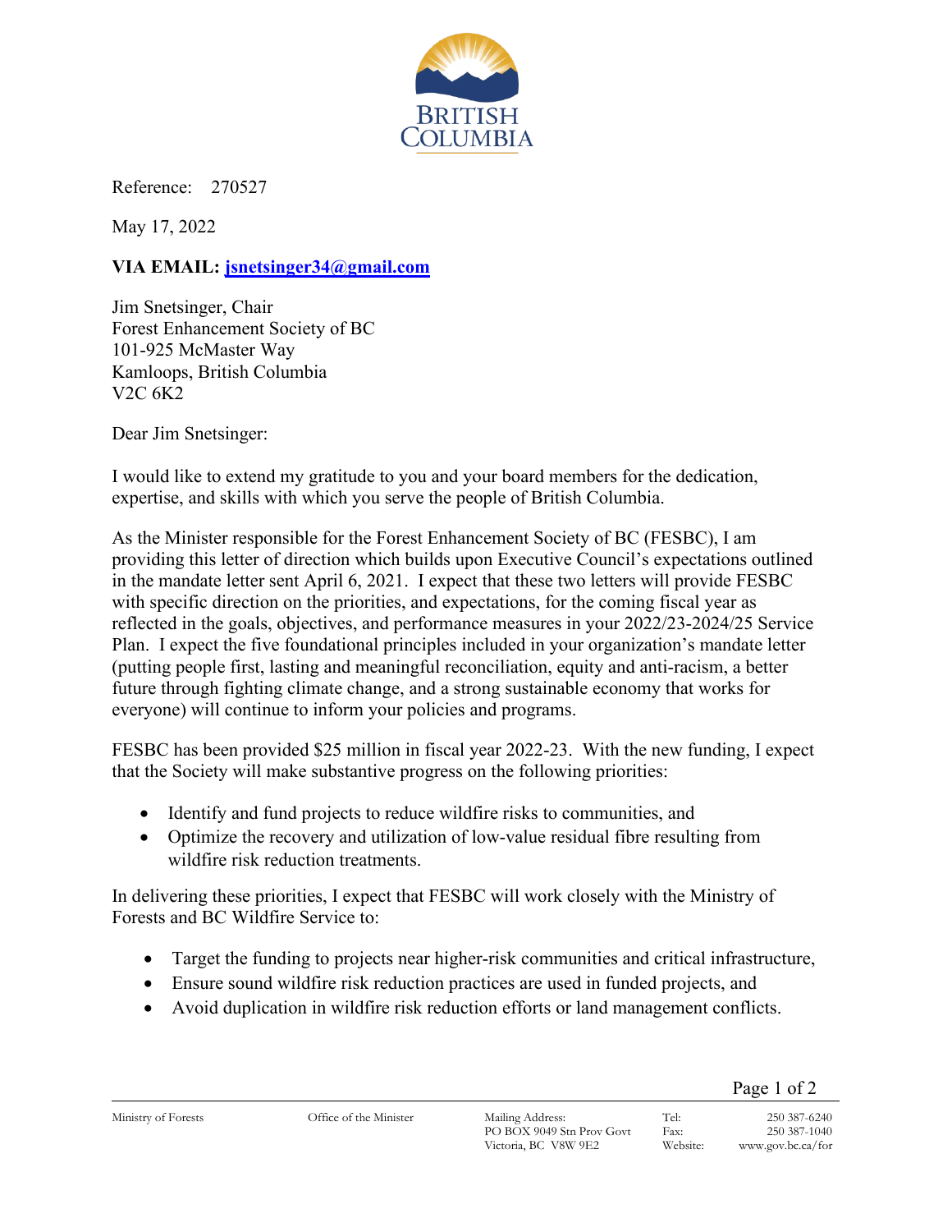BRITISH COLUMBIA

Reference: 270527

May 17, 2022

**VIA EMAIL: [jsnetsinger34@gmail.com](mailto:jsnetsinger34@gmail.com)**

Jim Snetsinger, Chair
Forest Enhancement Society of BC
101-925 McMaster Way
Kamloops, British Columbia
V2C 6K2

Dear Jim Snetsinger:

I would like to extend my gratitude to you and your board members for the dedication, expertise, and skills with which you serve the people of British Columbia.

As the Minister responsible for the Forest Enhancement Society of BC (FESBC), I am providing this letter of direction which builds upon Executive Council's expectations outlined in the mandate letter sent April 6, 2021. I expect that these two letters will provide FESBC with specific direction on the priorities, and expectations, for the coming fiscal year as reflected in the goals, objectives, and performance measures in your 2022/23-2024/25 Service Plan. I expect the five foundational principles included in your organization's mandate letter (putting people first, lasting and meaningful reconciliation, equity and anti-racism, a better future through fighting climate change, and a strong sustainable economy that works for everyone) will continue to inform your policies and programs.

FESBC has been provided $25 million in fiscal year 2022-23. With the new funding, I expect that the Society will make substantive progress on the following priorities:

- Identify and fund projects to reduce wildfire risks to communities, and
- Optimize the recovery and utilization of low-value residual fibre resulting from wildfire risk reduction treatments.

In delivering these priorities, I expect that FESBC will work closely with the Ministry of Forests and BC Wildfire Service to:

- Target the funding to projects near higher-risk communities and critical infrastructure,
- Ensure sound wildfire risk reduction practices are used in funded projects, and
- Avoid duplication in wildfire risk reduction efforts or land management conflicts.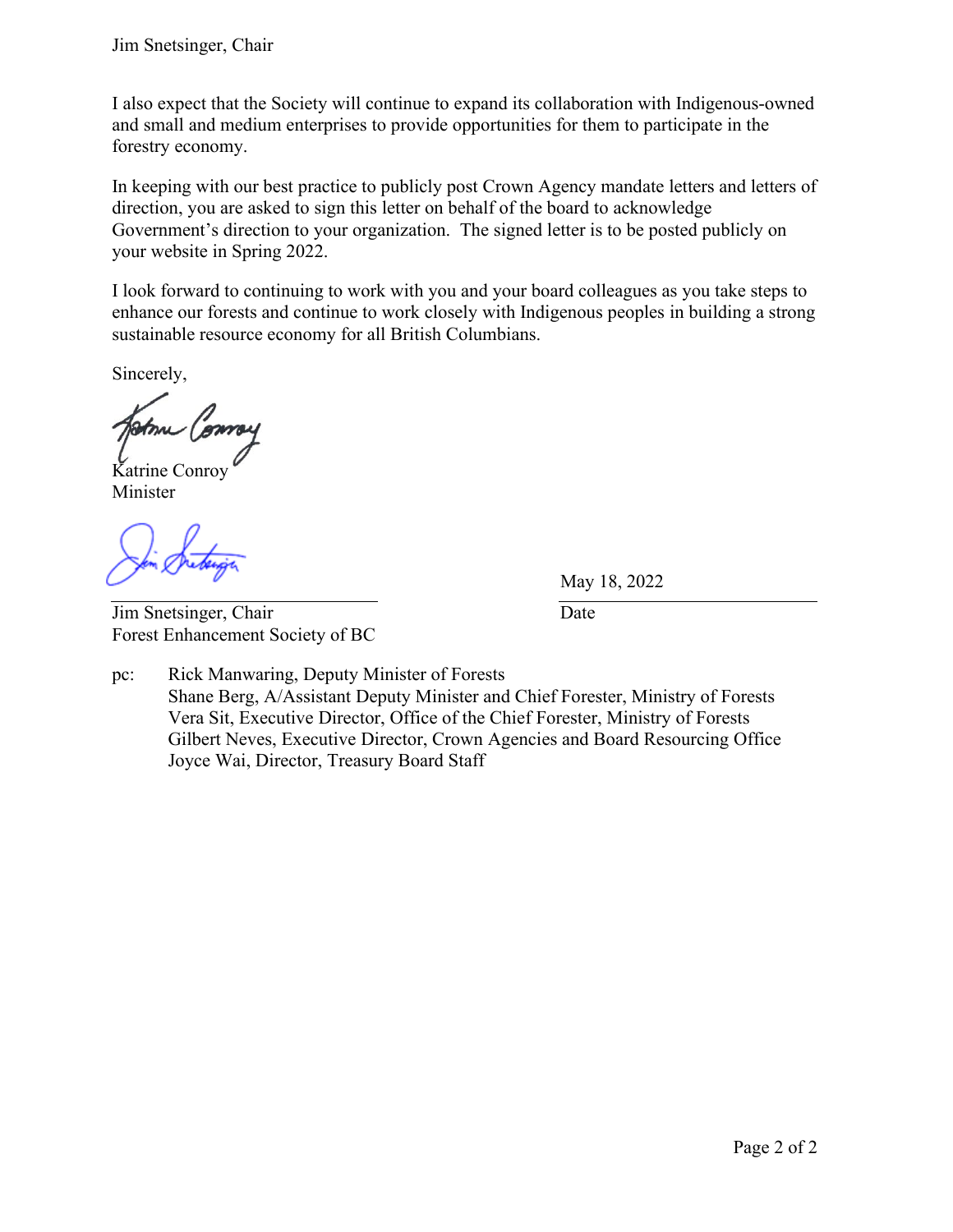I also expect that the Society will continue to expand its collaboration with Indigenous-owned and small and medium enterprises to provide opportunities for them to participate in the forestry economy.

In keeping with our best practice to publicly post Crown Agency mandate letters and letters of direction, you are asked to sign this letter on behalf of the board to acknowledge Government's direction to your organization. The signed letter is to be posted publicly on your website in Spring 2022.

I look forward to continuing to work with you and your board colleagues as you take steps to enhance our forests and continue to work closely with Indigenous peoples in building a strong sustainable resource economy for all British Columbians.

Sincerely,

Katrine Conroy
Minister

Jim Snetsinger, Chair
Forest Enhancement Society of BC

May 18, 2022
Date

pc: Rick Manwaring, Deputy Minister of Forests
Shane Berg, A/Assistant Deputy Minister and Chief Forester, Ministry of Forests
Vera Sit, Executive Director, Office of the Chief Forester, Ministry of Forests
Gilbert Neves, Executive Director, Crown Agencies and Board Resourcing Office
Joyce Wai, Director, Treasury Board Staff